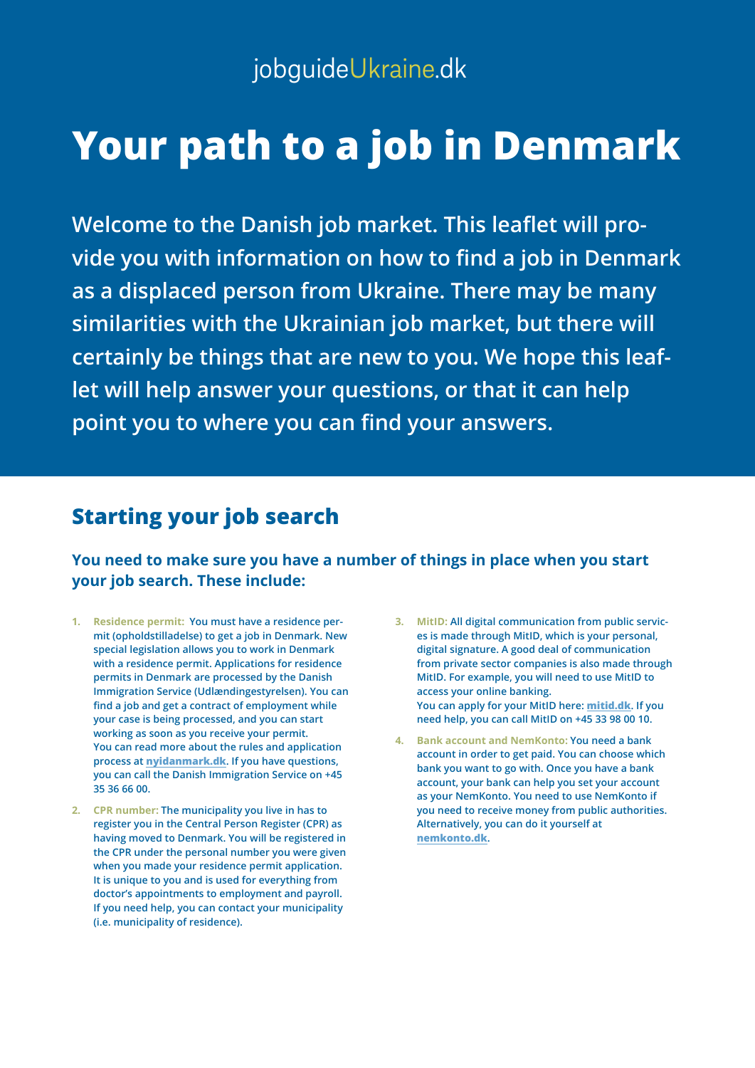jobguideUkraine.dk

# Your path to a job in Denmark

**Welcome to the Danish job market. This leaflet will provide you with information on how to find a job in Denmark as a displaced person from Ukraine. There may be many similarities with the Ukrainian job market, but there will certainly be things that are new to you. We hope this leaflet will help answer your questions, or that it can help point you to where you can find your answers.**

## Starting your job search

**You need to make sure you have a number of things in place when you start your job search. These include:**

1. **Residence permit:** You must have a residence permit (opholdstilladelse) to get a job in Denmark. New special legislation allows you to work in Denmark with a residence permit. Applications for residence permits in Denmark are processed by the Danish Immigration Service (Udlændingestyrelsen). You can find a job and get a contract of employment while your case is being processed, and you can start working as soon as you receive your permit.
   You can read more about the rules and application process at **nyidanmark.dk**. If you have questions, you can call the Danish Immigration Service on +45 35 36 66 00.

2. **CPR number:** The municipality you live in has to register you in the Central Person Register (CPR) as having moved to Denmark. You will be registered in the CPR under the personal number you were given when you made your residence permit application. It is unique to you and is used for everything from doctor's appointments to employment and payroll. If you need help, you can contact your municipality (i.e. municipality of residence).

3. **MitID:** All digital communication from public services is made through MitID, which is your personal, digital signature. A good deal of communication from private sector companies is also made through MitID. For example, you will need to use MitID to access your online banking.
   You can apply for your MitID here: **mitid.dk**. If you need help, you can call MitID on +45 33 98 00 10.

4. **Bank account and NemKonto:** You need a bank account in order to get paid. You can choose which bank you want to go with. Once you have a bank account, your bank can help you set your account as your NemKonto. You need to use NemKonto if you need to receive money from public authorities. Alternatively, you can do it yourself at **nemkonto.dk**.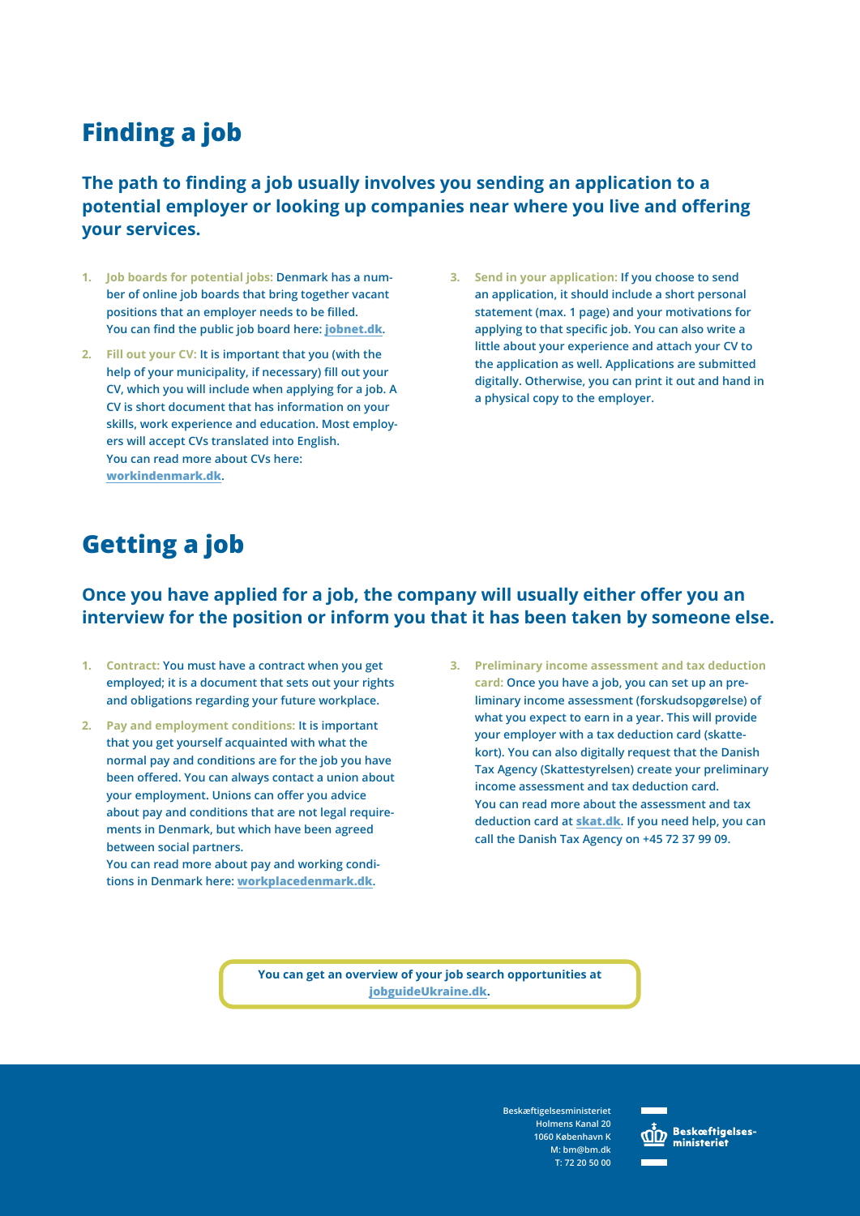# Finding a job

**The path to finding a job usually involves you sending an application to a potential employer or looking up companies near where you live and offering your services.**

1. **Job boards for potential jobs:** Denmark has a number of online job boards that bring together vacant positions that an employer needs to be filled. You can find the public job board here: **jobnet.dk**.
2. **Fill out your CV:** It is important that you (with the help of your municipality, if necessary) fill out your CV, which you will include when applying for a job. A CV is short document that has information on your skills, work experience and education. Most employers will accept CVs translated into English. You can read more about CVs here: **workindenmark.dk**.
3. **Send in your application:** If you choose to send an application, it should include a short personal statement (max. 1 page) and your motivations for applying to that specific job. You can also write a little about your experience and attach your CV to the application as well. Applications are submitted digitally. Otherwise, you can print it out and hand in a physical copy to the employer.

# Getting a job

**Once you have applied for a job, the company will usually either offer you an interview for the position or inform you that it has been taken by someone else.**

1. **Contract:** You must have a contract when you get employed; it is a document that sets out your rights and obligations regarding your future workplace.
2. **Pay and employment conditions:** It is important that you get yourself acquainted with what the normal pay and conditions are for the job you have been offered. You can always contact a union about your employment. Unions can offer you advice about pay and conditions that are not legal requirements in Denmark, but which have been agreed between social partners. You can read more about pay and working conditions in Denmark here: **workplacedenmark.dk**.
3. **Preliminary income assessment and tax deduction card:** Once you have a job, you can set up an preliminary income assessment (forskudsopgørelse) of what you expect to earn in a year. This will provide your employer with a tax deduction card (skattekort). You can also digitally request that the Danish Tax Agency (Skattestyrelsen) create your preliminary income assessment and tax deduction card. You can read more about the assessment and tax deduction card at **skat.dk**. If you need help, you can call the Danish Tax Agency on +45 72 37 99 09.

**You can get an overview of your job search opportunities at jobguideUkraine.dk.**

Beskæftigelsesministeriet
Holmens Kanal 20
1060 København K
M: bm@bm.dk
T: 72 20 50 00

Beskæftigelses-ministeriet